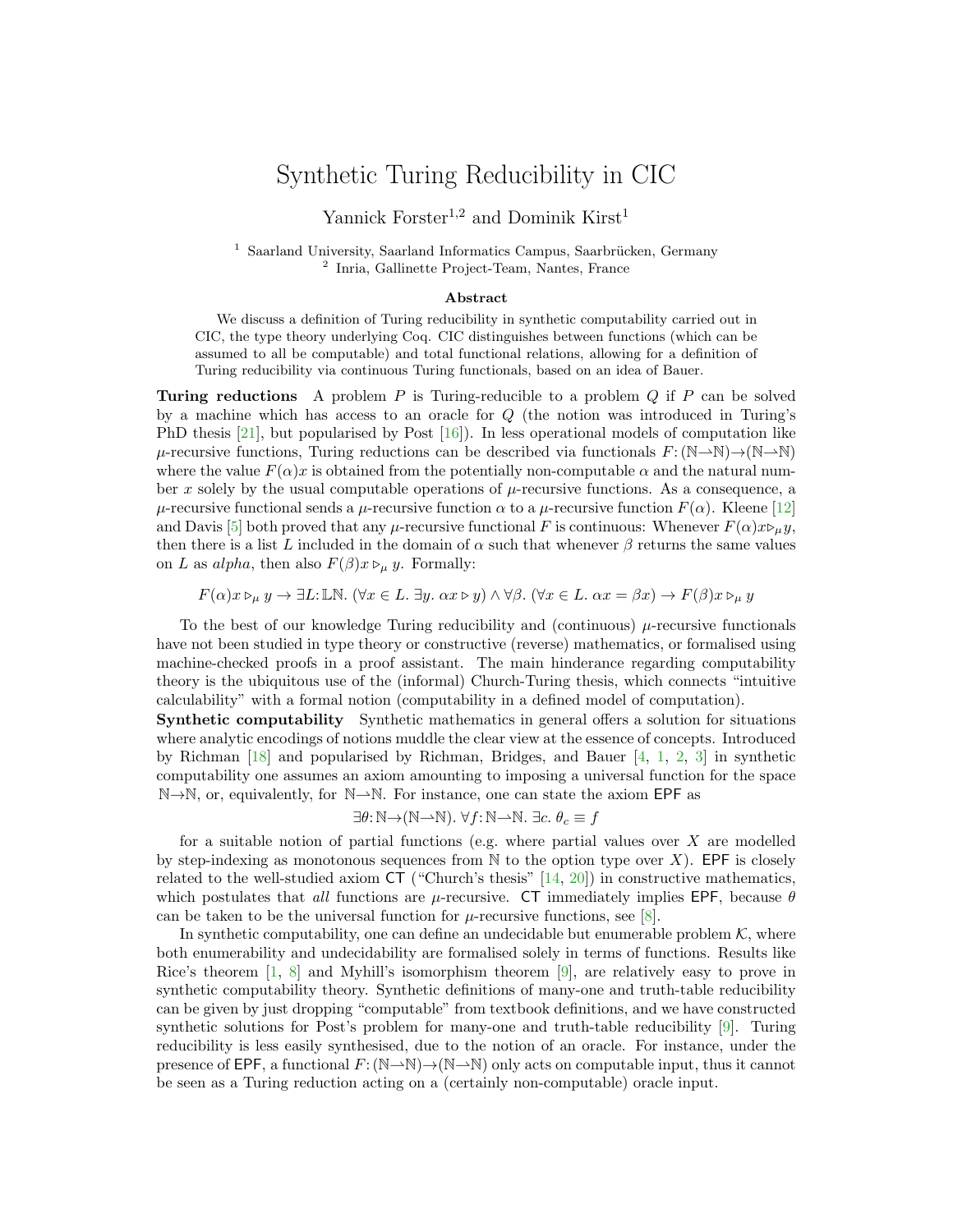# Synthetic Turing Reducibility in CIC

Yannick Forster[1,2] and Dominik Kirst[1]

[1] Saarland University, Saarland Informatics Campus, Saarbrücken, Germany
[2] Inria, Gallinette Project-Team, Nantes, France

### Abstract

We discuss a definition of Turing reducibility in synthetic computability carried out in CIC, the type theory underlying Coq. CIC distinguishes between functions (which can be assumed to all be computable) and total functional relations, allowing for a definition of Turing reducibility via continuous Turing functionals, based on an idea of Bauer.

**Turing reductions** A problem $P$ is Turing-reducible to a problem $Q$ if $P$ can be solved by a machine which has access to an oracle for $Q$ (the notion was introduced in Turing's PhD thesis [21], but popularised by Post [16]). In less operational models of computation like $\mu$-recursive functions, Turing reductions can be described via functionals $F\colon(\mathbb{N}\rightharpoonup\mathbb{N})\to(\mathbb{N}\rightharpoonup\mathbb{N})$ where the value $F(\alpha)x$ is obtained from the potentially non-computable $\alpha$ and the natural number $x$ solely by the usual computable operations of $\mu$-recursive functions. As a consequence, a $\mu$-recursive functional sends a $\mu$-recursive function $\alpha$ to a $\mu$-recursive function $F(\alpha)$. Kleene [12] and Davis [5] both proved that any $\mu$-recursive functional $F$ is continuous: Whenever $F(\alpha)x \triangleright_\mu y$, then there is a list $L$ included in the domain of $\alpha$ such that whenever $\beta$ returns the same values on $L$ as *alpha*, then also $F(\beta)x \triangleright_\mu y$. Formally:

$$F(\alpha)x \triangleright_\mu y \to \exists L\colon\mathbb{L}\mathbb{N}.\ (\forall x \in L.\ \exists y.\ \alpha x \triangleright y) \wedge \forall \beta.\ (\forall x \in L.\ \alpha x = \beta x) \to F(\beta)x \triangleright_\mu y$$

To the best of our knowledge Turing reducibility and (continuous) $\mu$-recursive functionals have not been studied in type theory or constructive (reverse) mathematics, or formalised using machine-checked proofs in a proof assistant. The main hinderance regarding computability theory is the ubiquitous use of the (informal) Church-Turing thesis, which connects "intuitive calculability" with a formal notion (computability in a defined model of computation).

**Synthetic computability** Synthetic mathematics in general offers a solution for situations where analytic encodings of notions muddle the clear view at the essence of concepts. Introduced by Richman [18] and popularised by Richman, Bridges, and Bauer [4, 1, 2, 3] in synthetic computability one assumes an axiom amounting to imposing a universal function for the space $\mathbb{N}\to\mathbb{N}$, or, equivalently, for $\mathbb{N}\rightharpoonup\mathbb{N}$. For instance, one can state the axiom $\mathsf{EPF}$ as

$$\exists\theta\colon\mathbb{N}\to(\mathbb{N}\rightharpoonup\mathbb{N}).\ \forall f\colon\mathbb{N}\rightharpoonup\mathbb{N}.\ \exists c.\ \theta_c \equiv f$$

for a suitable notion of partial functions (e.g. where partial values over $X$ are modelled by step-indexing as monotonous sequences from $\mathbb{N}$ to the option type over $X$). $\mathsf{EPF}$ is closely related to the well-studied axiom $\mathsf{CT}$ ("Church's thesis" [14, 20]) in constructive mathematics, which postulates that *all* functions are $\mu$-recursive. $\mathsf{CT}$ immediately implies $\mathsf{EPF}$, because $\theta$ can be taken to be the universal function for $\mu$-recursive functions, see [8].

In synthetic computability, one can define an undecidable but enumerable problem $\mathcal{K}$, where both enumerability and undecidability are formalised solely in terms of functions. Results like Rice's theorem [1, 8] and Myhill's isomorphism theorem [9], are relatively easy to prove in synthetic computability theory. Synthetic definitions of many-one and truth-table reducibility can be given by just dropping "computable" from textbook definitions, and we have constructed synthetic solutions for Post's problem for many-one and truth-table reducibility [9]. Turing reducibility is less easily synthesised, due to the notion of an oracle. For instance, under the presence of $\mathsf{EPF}$, a functional $F\colon(\mathbb{N}\rightharpoonup\mathbb{N})\to(\mathbb{N}\rightharpoonup\mathbb{N})$ only acts on computable input, thus it cannot be seen as a Turing reduction acting on a (certainly non-computable) oracle input.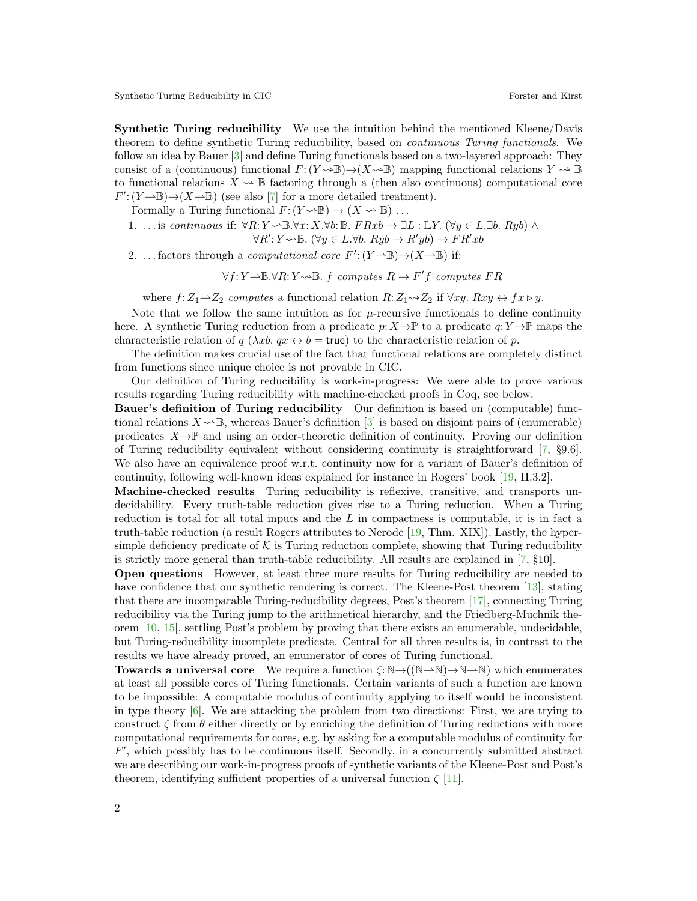**Synthetic Turing reducibility** We use the intuition behind the mentioned Kleene/Davis theorem to define synthetic Turing reducibility, based on *continuous Turing functionals*. We follow an idea by Bauer [3] and define Turing functionals based on a two-layered approach: They consist of a (continuous) functional $F\colon(Y\rightsquigarrow\mathbb{B})\to(X\rightsquigarrow\mathbb{B})$ mapping functional relations $Y\rightsquigarrow\mathbb{B}$ to functional relations $X\rightsquigarrow\mathbb{B}$ factoring through a (then also continuous) computational core $F'\colon(Y\rightharpoonup\mathbb{B})\to(X\rightharpoonup\mathbb{B})$ (see also [7] for a more detailed treatment).

Formally a Turing functional $F\colon(Y\rightsquigarrow\mathbb{B})\to(X\rightsquigarrow\mathbb{B})\ \ldots$

1. ...is *continuous* if: $\forall R\colon Y\rightsquigarrow\mathbb{B}.\forall x\colon X.\forall b\colon\mathbb{B}.\ FRxb\to\exists L:\mathbb{L}Y.\ (\forall y\in L.\exists b.\ Ryb)\ \land$
   $\forall R'\colon Y\rightsquigarrow\mathbb{B}.\ (\forall y\in L.\forall b.\ Ryb\to R'yb)\to FR'xb$
2. ...factors through a *computational core* $F'\colon(Y\rightharpoonup\mathbb{B})\to(X\rightharpoonup\mathbb{B})$ if:

$$\forall f\colon Y\rightharpoonup\mathbb{B}.\forall R\colon Y\rightsquigarrow\mathbb{B}.\ f\ \textit{computes}\ R\to F'f\ \textit{computes}\ FR$$

where $f\colon Z_1\rightharpoonup Z_2$ *computes* a functional relation $R\colon Z_1\rightsquigarrow Z_2$ if $\forall xy.\ Rxy\leftrightarrow fx\triangleright y$.

Note that we follow the same intuition as for $\mu$-recursive functionals to define continuity here. A synthetic Turing reduction from a predicate $p\colon X\to\mathbb{P}$ to a predicate $q\colon Y\to\mathbb{P}$ maps the characteristic relation of $q$ ($\lambda xb.\ qx\leftrightarrow b=\mathsf{true}$) to the characteristic relation of $p$.

The definition makes crucial use of the fact that functional relations are completely distinct from functions since unique choice is not provable in CIC.

Our definition of Turing reducibility is work-in-progress: We were able to prove various results regarding Turing reducibility with machine-checked proofs in Coq, see below.

**Bauer's definition of Turing reducibility** Our definition is based on (computable) functional relations $X\rightsquigarrow\mathbb{B}$, whereas Bauer's definition [3] is based on disjoint pairs of (enumerable) predicates $X\to\mathbb{P}$ and using an order-theoretic definition of continuity. Proving our definition of Turing reducibility equivalent without considering continuity is straightforward [7, §9.6]. We also have an equivalence proof w.r.t. continuity now for a variant of Bauer's definition of continuity, following well-known ideas explained for instance in Rogers' book [19, II.3.2].

**Machine-checked results** Turing reducibility is reflexive, transitive, and transports undecidability. Every truth-table reduction gives rise to a Turing reduction. When a Turing reduction is total for all total inputs and the $L$ in compactness is computable, it is in fact a truth-table reduction (a result Rogers attributes to Nerode [19, Thm. XIX]). Lastly, the hypersimple deficiency predicate of $\mathcal{K}$ is Turing reduction complete, showing that Turing reducibility is strictly more general than truth-table reducibility. All results are explained in [7, §10].

**Open questions** However, at least three more results for Turing reducibility are needed to have confidence that our synthetic rendering is correct. The Kleene-Post theorem [13], stating that there are incomparable Turing-reducibility degrees, Post's theorem [17], connecting Turing reducibility via the Turing jump to the arithmetical hierarchy, and the Friedberg-Muchnik theorem [10, 15], settling Post's problem by proving that there exists an enumerable, undecidable, but Turing-reducibility incomplete predicate. Central for all three results is, in contrast to the results we have already proved, an enumerator of cores of Turing functional.

**Towards a universal core** We require a function $\zeta\colon\mathbb{N}\to((\mathbb{N}\rightharpoonup\mathbb{N})\to\mathbb{N}\rightharpoonup\mathbb{N})$ which enumerates at least all possible cores of Turing functionals. Certain variants of such a function are known to be impossible: A computable modulus of continuity applying to itself would be inconsistent in type theory [6]. We are attacking the problem from two directions: First, we are trying to construct $\zeta$ from $\theta$ either directly or by enriching the definition of Turing reductions with more computational requirements for cores, e.g. by asking for a computable modulus of continuity for $F'$, which possibly has to be continuous itself. Secondly, in a concurrently submitted abstract we are describing our work-in-progress proofs of synthetic variants of the Kleene-Post and Post's theorem, identifying sufficient properties of a universal function $\zeta$ [11].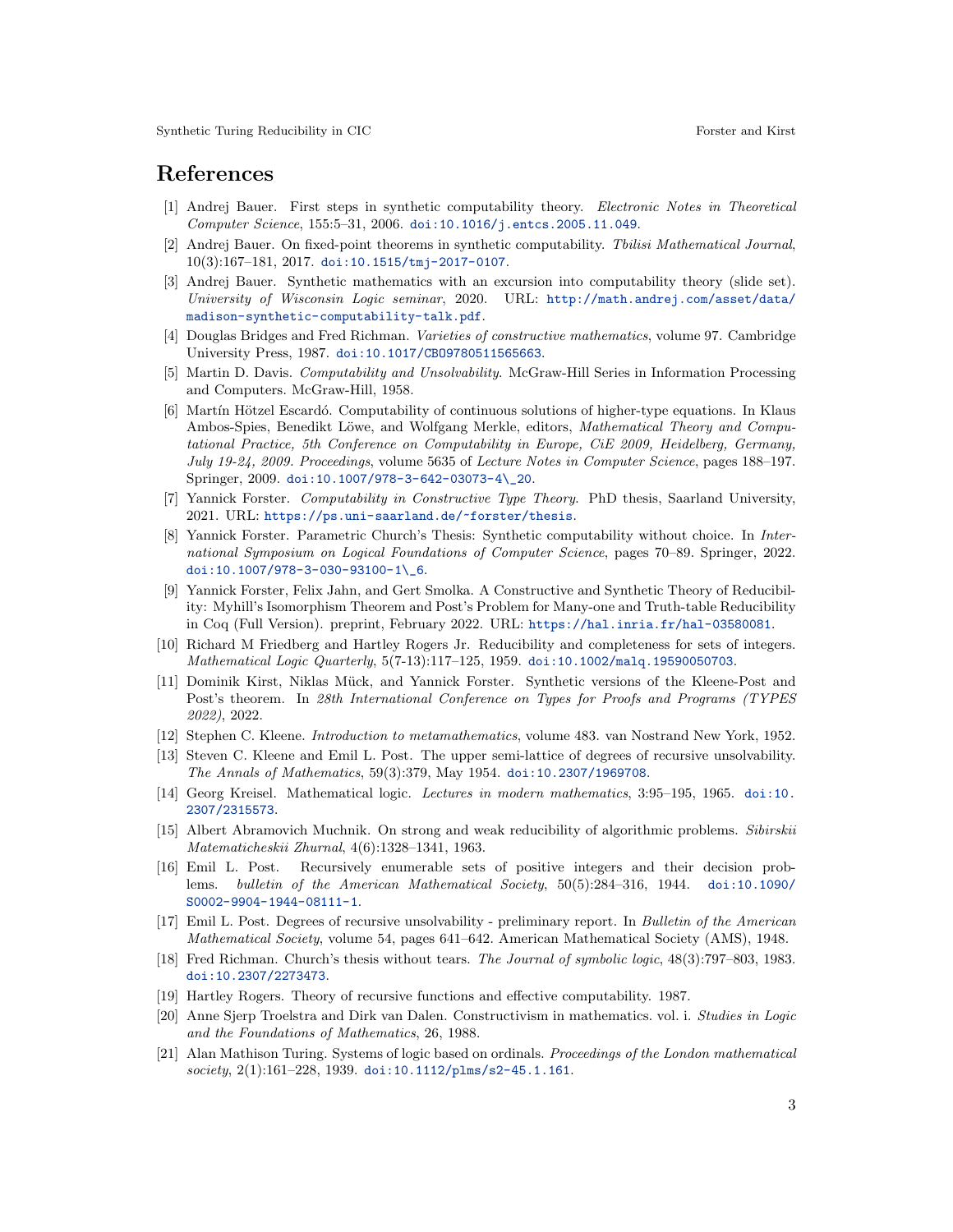# References

[1] Andrej Bauer. First steps in synthetic computability theory. *Electronic Notes in Theoretical Computer Science*, 155:5–31, 2006. doi:10.1016/j.entcs.2005.11.049.

[2] Andrej Bauer. On fixed-point theorems in synthetic computability. *Tbilisi Mathematical Journal*, 10(3):167–181, 2017. doi:10.1515/tmj-2017-0107.

[3] Andrej Bauer. Synthetic mathematics with an excursion into computability theory (slide set). *University of Wisconsin Logic seminar*, 2020. URL: http://math.andrej.com/asset/data/madison-synthetic-computability-talk.pdf.

[4] Douglas Bridges and Fred Richman. *Varieties of constructive mathematics*, volume 97. Cambridge University Press, 1987. doi:10.1017/CBO9780511565663.

[5] Martin D. Davis. *Computability and Unsolvability*. McGraw-Hill Series in Information Processing and Computers. McGraw-Hill, 1958.

[6] Martín Hötzel Escardó. Computability of continuous solutions of higher-type equations. In Klaus Ambos-Spies, Benedikt Löwe, and Wolfgang Merkle, editors, *Mathematical Theory and Computational Practice, 5th Conference on Computability in Europe, CiE 2009, Heidelberg, Germany, July 19-24, 2009. Proceedings*, volume 5635 of *Lecture Notes in Computer Science*, pages 188–197. Springer, 2009. doi:10.1007/978-3-642-03073-4\_20.

[7] Yannick Forster. *Computability in Constructive Type Theory*. PhD thesis, Saarland University, 2021. URL: https://ps.uni-saarland.de/~forster/thesis.

[8] Yannick Forster. Parametric Church's Thesis: Synthetic computability without choice. In *International Symposium on Logical Foundations of Computer Science*, pages 70–89. Springer, 2022. doi:10.1007/978-3-030-93100-1\_6.

[9] Yannick Forster, Felix Jahn, and Gert Smolka. A Constructive and Synthetic Theory of Reducibility: Myhill's Isomorphism Theorem and Post's Problem for Many-one and Truth-table Reducibility in Coq (Full Version). preprint, February 2022. URL: https://hal.inria.fr/hal-03580081.

[10] Richard M Friedberg and Hartley Rogers Jr. Reducibility and completeness for sets of integers. *Mathematical Logic Quarterly*, 5(7-13):117–125, 1959. doi:10.1002/malq.19590050703.

[11] Dominik Kirst, Niklas Mück, and Yannick Forster. Synthetic versions of the Kleene-Post and Post's theorem. In *28th International Conference on Types for Proofs and Programs (TYPES 2022)*, 2022.

[12] Stephen C. Kleene. *Introduction to metamathematics*, volume 483. van Nostrand New York, 1952.

[13] Steven C. Kleene and Emil L. Post. The upper semi-lattice of degrees of recursive unsolvability. *The Annals of Mathematics*, 59(3):379, May 1954. doi:10.2307/1969708.

[14] Georg Kreisel. Mathematical logic. *Lectures in modern mathematics*, 3:95–195, 1965. doi:10.2307/2315573.

[15] Albert Abramovich Muchnik. On strong and weak reducibility of algorithmic problems. *Sibirskii Matematicheskii Zhurnal*, 4(6):1328–1341, 1963.

[16] Emil L. Post. Recursively enumerable sets of positive integers and their decision problems. *bulletin of the American Mathematical Society*, 50(5):284–316, 1944. doi:10.1090/S0002-9904-1944-08111-1.

[17] Emil L. Post. Degrees of recursive unsolvability - preliminary report. In *Bulletin of the American Mathematical Society*, volume 54, pages 641–642. American Mathematical Society (AMS), 1948.

[18] Fred Richman. Church's thesis without tears. *The Journal of symbolic logic*, 48(3):797–803, 1983. doi:10.2307/2273473.

[19] Hartley Rogers. Theory of recursive functions and effective computability. 1987.

[20] Anne Sjerp Troelstra and Dirk van Dalen. Constructivism in mathematics. vol. i. *Studies in Logic and the Foundations of Mathematics*, 26, 1988.

[21] Alan Mathison Turing. Systems of logic based on ordinals. *Proceedings of the London mathematical society*, 2(1):161–228, 1939. doi:10.1112/plms/s2-45.1.161.